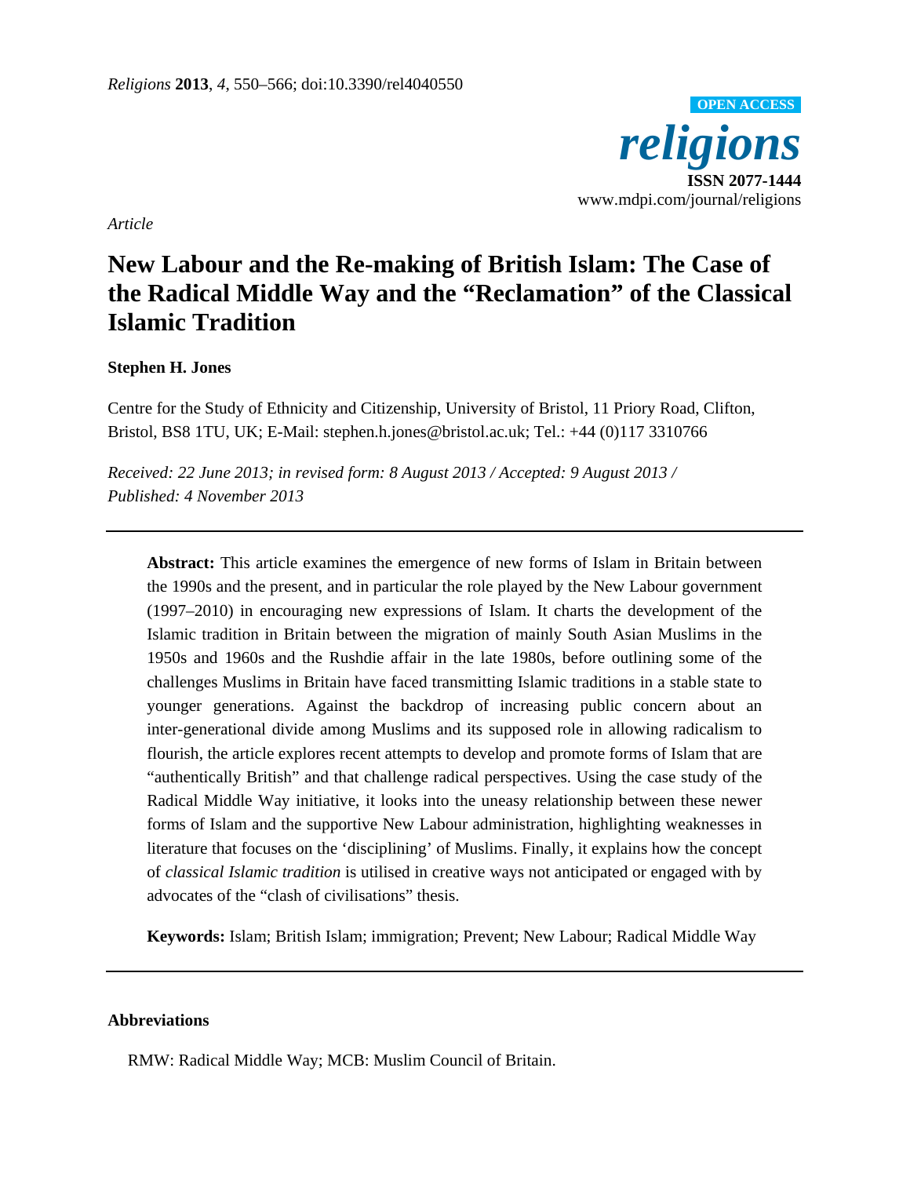*Religions* **2013**, *4*, 550–566; doi:10.3390/rel4040550

OPEN ACCESS

***religions***

**ISSN 2077-1444**

www.mdpi.com/journal/religions

*Article*

# New Labour and the Re-making of British Islam: The Case of the Radical Middle Way and the "Reclamation" of the Classical Islamic Tradition

**Stephen H. Jones**

Centre for the Study of Ethnicity and Citizenship, University of Bristol, 11 Priory Road, Clifton, Bristol, BS8 1TU, UK; E-Mail: stephen.h.jones@bristol.ac.uk; Tel.: +44 (0)117 3310766

*Received: 22 June 2013; in revised form: 8 August 2013 / Accepted: 9 August 2013 / Published: 4 November 2013*

**Abstract:** This article examines the emergence of new forms of Islam in Britain between the 1990s and the present, and in particular the role played by the New Labour government (1997–2010) in encouraging new expressions of Islam. It charts the development of the Islamic tradition in Britain between the migration of mainly South Asian Muslims in the 1950s and 1960s and the Rushdie affair in the late 1980s, before outlining some of the challenges Muslims in Britain have faced transmitting Islamic traditions in a stable state to younger generations. Against the backdrop of increasing public concern about an inter-generational divide among Muslims and its supposed role in allowing radicalism to flourish, the article explores recent attempts to develop and promote forms of Islam that are "authentically British" and that challenge radical perspectives. Using the case study of the Radical Middle Way initiative, it looks into the uneasy relationship between these newer forms of Islam and the supportive New Labour administration, highlighting weaknesses in literature that focuses on the 'disciplining' of Muslims. Finally, it explains how the concept of *classical Islamic tradition* is utilised in creative ways not anticipated or engaged with by advocates of the "clash of civilisations" thesis.

**Keywords:** Islam; British Islam; immigration; Prevent; New Labour; Radical Middle Way

**Abbreviations**

RMW: Radical Middle Way; MCB: Muslim Council of Britain.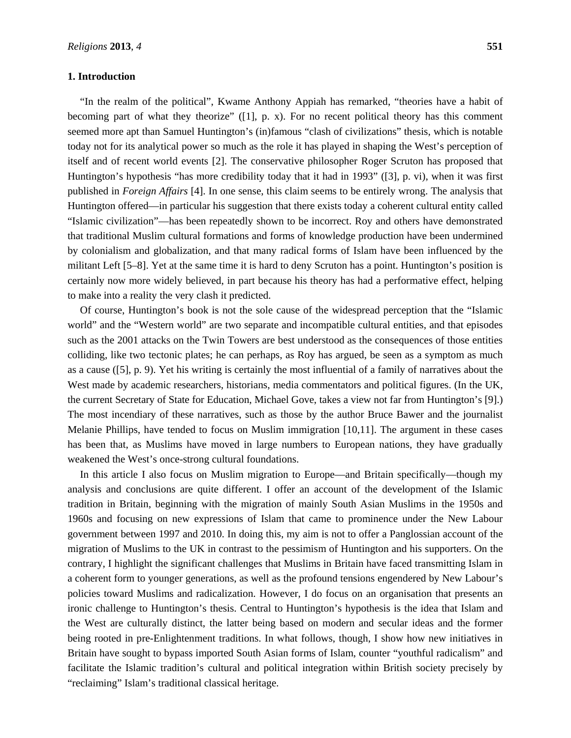## 1. Introduction

"In the realm of the political", Kwame Anthony Appiah has remarked, "theories have a habit of becoming part of what they theorize" ([1], p. x). For no recent political theory has this comment seemed more apt than Samuel Huntington's (in)famous "clash of civilizations" thesis, which is notable today not for its analytical power so much as the role it has played in shaping the West's perception of itself and of recent world events [2]. The conservative philosopher Roger Scruton has proposed that Huntington's hypothesis "has more credibility today that it had in 1993" ([3], p. vi), when it was first published in *Foreign Affairs* [4]. In one sense, this claim seems to be entirely wrong. The analysis that Huntington offered—in particular his suggestion that there exists today a coherent cultural entity called "Islamic civilization"—has been repeatedly shown to be incorrect. Roy and others have demonstrated that traditional Muslim cultural formations and forms of knowledge production have been undermined by colonialism and globalization, and that many radical forms of Islam have been influenced by the militant Left [5–8]. Yet at the same time it is hard to deny Scruton has a point. Huntington's position is certainly now more widely believed, in part because his theory has had a performative effect, helping to make into a reality the very clash it predicted.

Of course, Huntington's book is not the sole cause of the widespread perception that the "Islamic world" and the "Western world" are two separate and incompatible cultural entities, and that episodes such as the 2001 attacks on the Twin Towers are best understood as the consequences of those entities colliding, like two tectonic plates; he can perhaps, as Roy has argued, be seen as a symptom as much as a cause ([5], p. 9). Yet his writing is certainly the most influential of a family of narratives about the West made by academic researchers, historians, media commentators and political figures. (In the UK, the current Secretary of State for Education, Michael Gove, takes a view not far from Huntington's [9].) The most incendiary of these narratives, such as those by the author Bruce Bawer and the journalist Melanie Phillips, have tended to focus on Muslim immigration [10,11]. The argument in these cases has been that, as Muslims have moved in large numbers to European nations, they have gradually weakened the West's once-strong cultural foundations.

In this article I also focus on Muslim migration to Europe—and Britain specifically—though my analysis and conclusions are quite different. I offer an account of the development of the Islamic tradition in Britain, beginning with the migration of mainly South Asian Muslims in the 1950s and 1960s and focusing on new expressions of Islam that came to prominence under the New Labour government between 1997 and 2010. In doing this, my aim is not to offer a Panglossian account of the migration of Muslims to the UK in contrast to the pessimism of Huntington and his supporters. On the contrary, I highlight the significant challenges that Muslims in Britain have faced transmitting Islam in a coherent form to younger generations, as well as the profound tensions engendered by New Labour's policies toward Muslims and radicalization. However, I do focus on an organisation that presents an ironic challenge to Huntington's thesis. Central to Huntington's hypothesis is the idea that Islam and the West are culturally distinct, the latter being based on modern and secular ideas and the former being rooted in pre-Enlightenment traditions. In what follows, though, I show how new initiatives in Britain have sought to bypass imported South Asian forms of Islam, counter "youthful radicalism" and facilitate the Islamic tradition's cultural and political integration within British society precisely by "reclaiming" Islam's traditional classical heritage.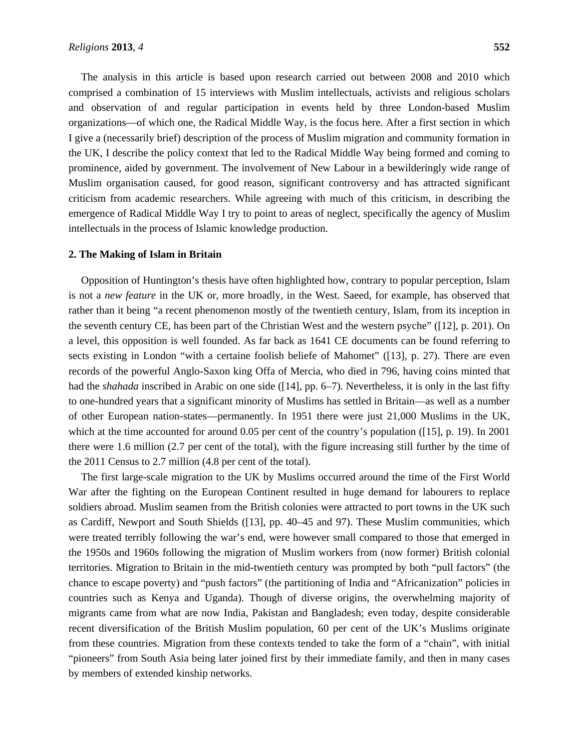The analysis in this article is based upon research carried out between 2008 and 2010 which comprised a combination of 15 interviews with Muslim intellectuals, activists and religious scholars and observation of and regular participation in events held by three London-based Muslim organizations—of which one, the Radical Middle Way, is the focus here. After a first section in which I give a (necessarily brief) description of the process of Muslim migration and community formation in the UK, I describe the policy context that led to the Radical Middle Way being formed and coming to prominence, aided by government. The involvement of New Labour in a bewilderingly wide range of Muslim organisation caused, for good reason, significant controversy and has attracted significant criticism from academic researchers. While agreeing with much of this criticism, in describing the emergence of Radical Middle Way I try to point to areas of neglect, specifically the agency of Muslim intellectuals in the process of Islamic knowledge production.

## 2. The Making of Islam in Britain

Opposition of Huntington's thesis have often highlighted how, contrary to popular perception, Islam is not a *new feature* in the UK or, more broadly, in the West. Saeed, for example, has observed that rather than it being "a recent phenomenon mostly of the twentieth century, Islam, from its inception in the seventh century CE, has been part of the Christian West and the western psyche" ([12], p. 201). On a level, this opposition is well founded. As far back as 1641 CE documents can be found referring to sects existing in London "with a certaine foolish beliefe of Mahomet" ([13], p. 27). There are even records of the powerful Anglo-Saxon king Offa of Mercia, who died in 796, having coins minted that had the *shahada* inscribed in Arabic on one side ([14], pp. 6–7). Nevertheless, it is only in the last fifty to one-hundred years that a significant minority of Muslims has settled in Britain—as well as a number of other European nation-states—permanently. In 1951 there were just 21,000 Muslims in the UK, which at the time accounted for around 0.05 per cent of the country's population ([15], p. 19). In 2001 there were 1.6 million (2.7 per cent of the total), with the figure increasing still further by the time of the 2011 Census to 2.7 million (4.8 per cent of the total).

The first large-scale migration to the UK by Muslims occurred around the time of the First World War after the fighting on the European Continent resulted in huge demand for labourers to replace soldiers abroad. Muslim seamen from the British colonies were attracted to port towns in the UK such as Cardiff, Newport and South Shields ([13], pp. 40–45 and 97). These Muslim communities, which were treated terribly following the war's end, were however small compared to those that emerged in the 1950s and 1960s following the migration of Muslim workers from (now former) British colonial territories. Migration to Britain in the mid-twentieth century was prompted by both "pull factors" (the chance to escape poverty) and "push factors" (the partitioning of India and "Africanization" policies in countries such as Kenya and Uganda). Though of diverse origins, the overwhelming majority of migrants came from what are now India, Pakistan and Bangladesh; even today, despite considerable recent diversification of the British Muslim population, 60 per cent of the UK's Muslims originate from these countries. Migration from these contexts tended to take the form of a "chain", with initial "pioneers" from South Asia being later joined first by their immediate family, and then in many cases by members of extended kinship networks.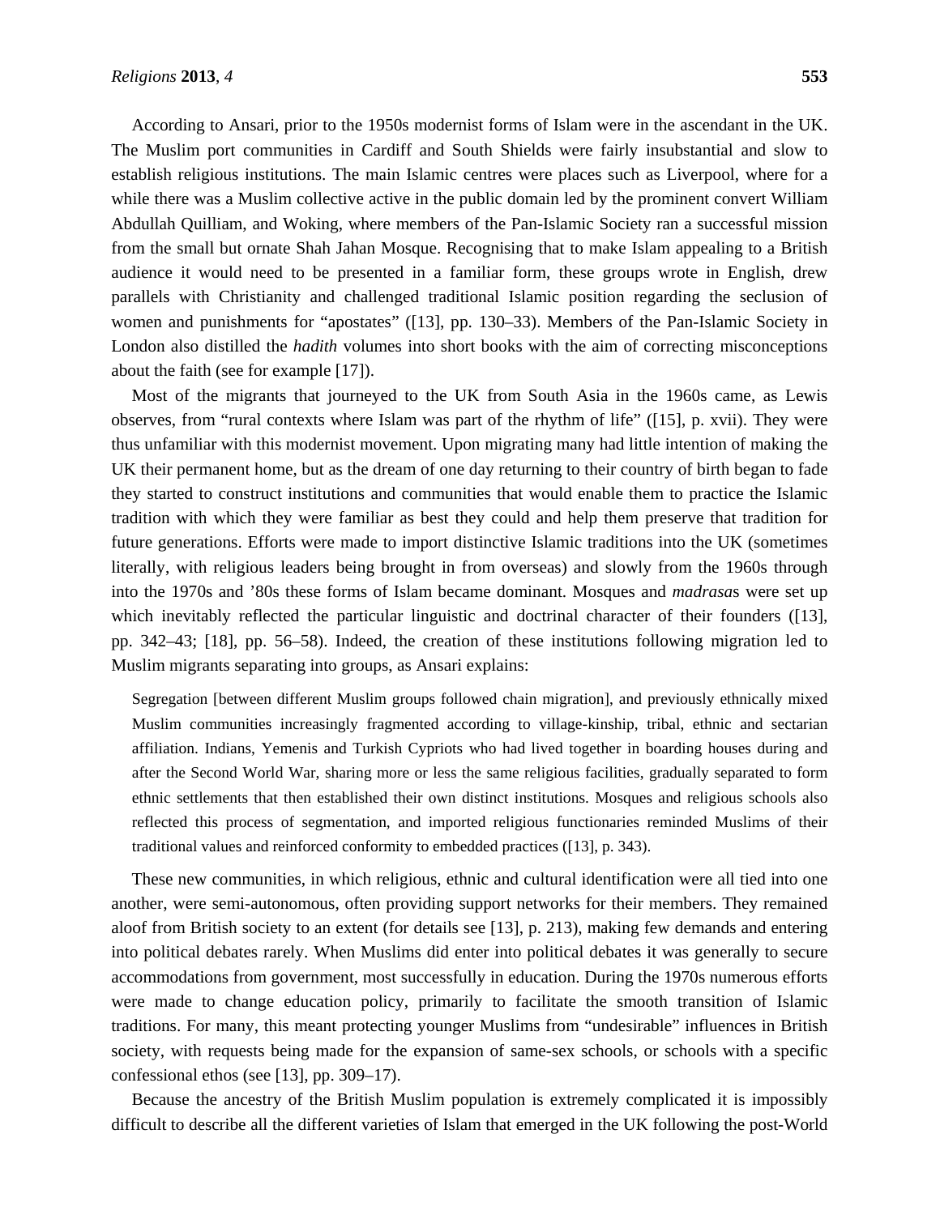According to Ansari, prior to the 1950s modernist forms of Islam were in the ascendant in the UK. The Muslim port communities in Cardiff and South Shields were fairly insubstantial and slow to establish religious institutions. The main Islamic centres were places such as Liverpool, where for a while there was a Muslim collective active in the public domain led by the prominent convert William Abdullah Quilliam, and Woking, where members of the Pan-Islamic Society ran a successful mission from the small but ornate Shah Jahan Mosque. Recognising that to make Islam appealing to a British audience it would need to be presented in a familiar form, these groups wrote in English, drew parallels with Christianity and challenged traditional Islamic position regarding the seclusion of women and punishments for "apostates" ([13], pp. 130–33). Members of the Pan-Islamic Society in London also distilled the *hadith* volumes into short books with the aim of correcting misconceptions about the faith (see for example [17]).

Most of the migrants that journeyed to the UK from South Asia in the 1960s came, as Lewis observes, from "rural contexts where Islam was part of the rhythm of life" ([15], p. xvii). They were thus unfamiliar with this modernist movement. Upon migrating many had little intention of making the UK their permanent home, but as the dream of one day returning to their country of birth began to fade they started to construct institutions and communities that would enable them to practice the Islamic tradition with which they were familiar as best they could and help them preserve that tradition for future generations. Efforts were made to import distinctive Islamic traditions into the UK (sometimes literally, with religious leaders being brought in from overseas) and slowly from the 1960s through into the 1970s and '80s these forms of Islam became dominant. Mosques and *madrasa*s were set up which inevitably reflected the particular linguistic and doctrinal character of their founders ([13], pp. 342–43; [18], pp. 56–58). Indeed, the creation of these institutions following migration led to Muslim migrants separating into groups, as Ansari explains:

> Segregation [between different Muslim groups followed chain migration], and previously ethnically mixed Muslim communities increasingly fragmented according to village-kinship, tribal, ethnic and sectarian affiliation. Indians, Yemenis and Turkish Cypriots who had lived together in boarding houses during and after the Second World War, sharing more or less the same religious facilities, gradually separated to form ethnic settlements that then established their own distinct institutions. Mosques and religious schools also reflected this process of segmentation, and imported religious functionaries reminded Muslims of their traditional values and reinforced conformity to embedded practices ([13], p. 343).

These new communities, in which religious, ethnic and cultural identification were all tied into one another, were semi-autonomous, often providing support networks for their members. They remained aloof from British society to an extent (for details see [13], p. 213), making few demands and entering into political debates rarely. When Muslims did enter into political debates it was generally to secure accommodations from government, most successfully in education. During the 1970s numerous efforts were made to change education policy, primarily to facilitate the smooth transition of Islamic traditions. For many, this meant protecting younger Muslims from "undesirable" influences in British society, with requests being made for the expansion of same-sex schools, or schools with a specific confessional ethos (see [13], pp. 309–17).

Because the ancestry of the British Muslim population is extremely complicated it is impossibly difficult to describe all the different varieties of Islam that emerged in the UK following the post-World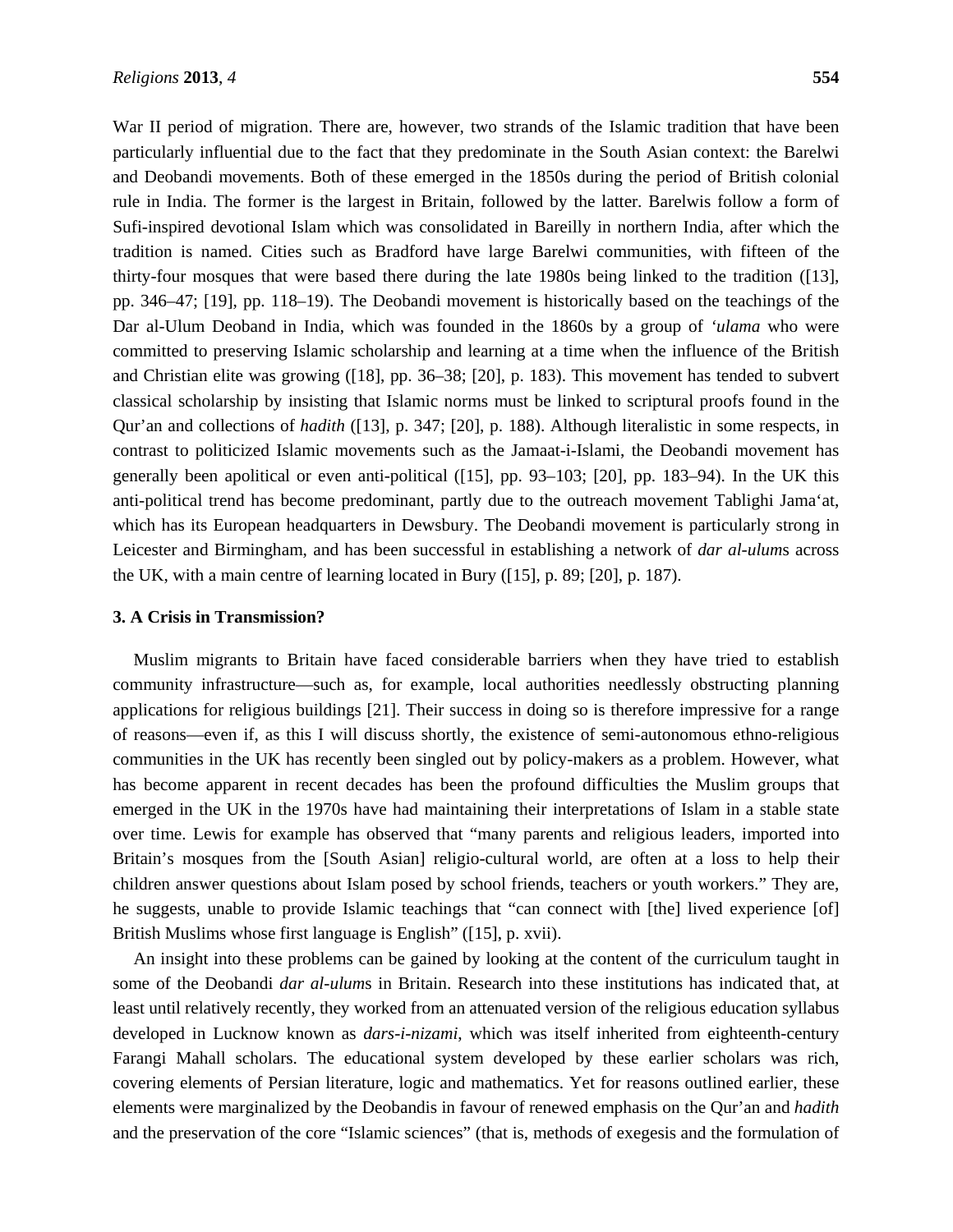War II period of migration. There are, however, two strands of the Islamic tradition that have been particularly influential due to the fact that they predominate in the South Asian context: the Barelwi and Deobandi movements. Both of these emerged in the 1850s during the period of British colonial rule in India. The former is the largest in Britain, followed by the latter. Barelwis follow a form of Sufi-inspired devotional Islam which was consolidated in Bareilly in northern India, after which the tradition is named. Cities such as Bradford have large Barelwi communities, with fifteen of the thirty-four mosques that were based there during the late 1980s being linked to the tradition ([13], pp. 346–47; [19], pp. 118–19). The Deobandi movement is historically based on the teachings of the Dar al-Ulum Deoband in India, which was founded in the 1860s by a group of *'ulama* who were committed to preserving Islamic scholarship and learning at a time when the influence of the British and Christian elite was growing ([18], pp. 36–38; [20], p. 183). This movement has tended to subvert classical scholarship by insisting that Islamic norms must be linked to scriptural proofs found in the Qur'an and collections of *hadith* ([13], p. 347; [20], p. 188). Although literalistic in some respects, in contrast to politicized Islamic movements such as the Jamaat-i-Islami, the Deobandi movement has generally been apolitical or even anti-political ([15], pp. 93–103; [20], pp. 183–94). In the UK this anti-political trend has become predominant, partly due to the outreach movement Tablighi Jama'at, which has its European headquarters in Dewsbury. The Deobandi movement is particularly strong in Leicester and Birmingham, and has been successful in establishing a network of *dar al-ulum*s across the UK, with a main centre of learning located in Bury ([15], p. 89; [20], p. 187).

## 3. A Crisis in Transmission?

Muslim migrants to Britain have faced considerable barriers when they have tried to establish community infrastructure—such as, for example, local authorities needlessly obstructing planning applications for religious buildings [21]. Their success in doing so is therefore impressive for a range of reasons—even if, as this I will discuss shortly, the existence of semi-autonomous ethno-religious communities in the UK has recently been singled out by policy-makers as a problem. However, what has become apparent in recent decades has been the profound difficulties the Muslim groups that emerged in the UK in the 1970s have had maintaining their interpretations of Islam in a stable state over time. Lewis for example has observed that "many parents and religious leaders, imported into Britain's mosques from the [South Asian] religio-cultural world, are often at a loss to help their children answer questions about Islam posed by school friends, teachers or youth workers." They are, he suggests, unable to provide Islamic teachings that "can connect with [the] lived experience [of] British Muslims whose first language is English" ([15], p. xvii).

An insight into these problems can be gained by looking at the content of the curriculum taught in some of the Deobandi *dar al-ulum*s in Britain. Research into these institutions has indicated that, at least until relatively recently, they worked from an attenuated version of the religious education syllabus developed in Lucknow known as *dars-i-nizami*, which was itself inherited from eighteenth-century Farangi Mahall scholars. The educational system developed by these earlier scholars was rich, covering elements of Persian literature, logic and mathematics. Yet for reasons outlined earlier, these elements were marginalized by the Deobandis in favour of renewed emphasis on the Qur'an and *hadith* and the preservation of the core "Islamic sciences" (that is, methods of exegesis and the formulation of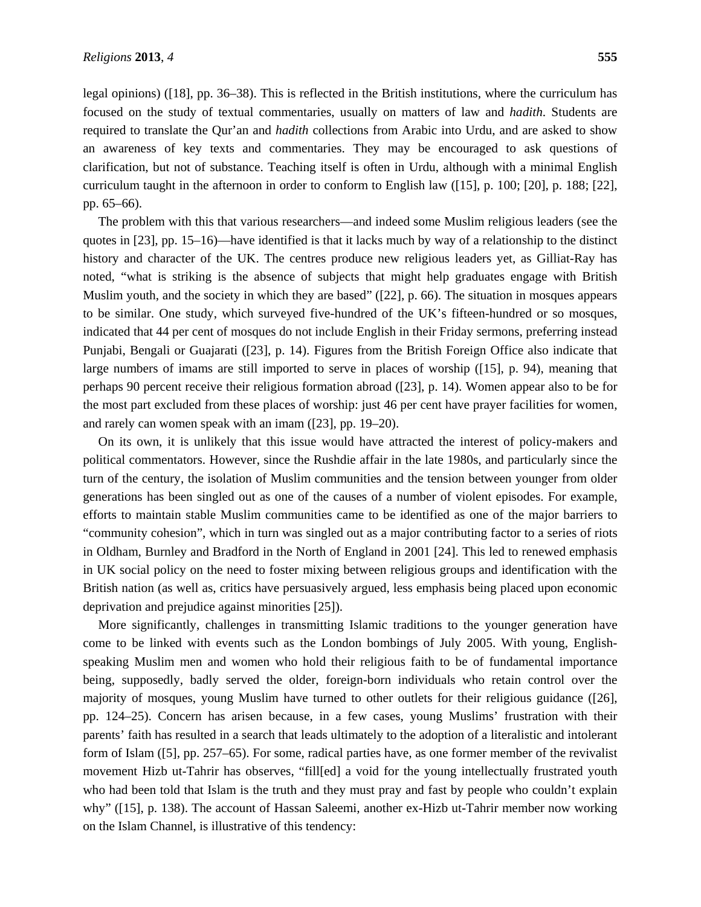legal opinions) ([18], pp. 36–38). This is reflected in the British institutions, where the curriculum has focused on the study of textual commentaries, usually on matters of law and *hadith*. Students are required to translate the Qur'an and *hadith* collections from Arabic into Urdu, and are asked to show an awareness of key texts and commentaries. They may be encouraged to ask questions of clarification, but not of substance. Teaching itself is often in Urdu, although with a minimal English curriculum taught in the afternoon in order to conform to English law ([15], p. 100; [20], p. 188; [22], pp. 65–66).

The problem with this that various researchers—and indeed some Muslim religious leaders (see the quotes in [23], pp. 15–16)—have identified is that it lacks much by way of a relationship to the distinct history and character of the UK. The centres produce new religious leaders yet, as Gilliat-Ray has noted, "what is striking is the absence of subjects that might help graduates engage with British Muslim youth, and the society in which they are based" ([22], p. 66). The situation in mosques appears to be similar. One study, which surveyed five-hundred of the UK's fifteen-hundred or so mosques, indicated that 44 per cent of mosques do not include English in their Friday sermons, preferring instead Punjabi, Bengali or Guajarati ([23], p. 14). Figures from the British Foreign Office also indicate that large numbers of imams are still imported to serve in places of worship ([15], p. 94), meaning that perhaps 90 percent receive their religious formation abroad ([23], p. 14). Women appear also to be for the most part excluded from these places of worship: just 46 per cent have prayer facilities for women, and rarely can women speak with an imam ([23], pp. 19–20).

On its own, it is unlikely that this issue would have attracted the interest of policy-makers and political commentators. However, since the Rushdie affair in the late 1980s, and particularly since the turn of the century, the isolation of Muslim communities and the tension between younger from older generations has been singled out as one of the causes of a number of violent episodes. For example, efforts to maintain stable Muslim communities came to be identified as one of the major barriers to "community cohesion", which in turn was singled out as a major contributing factor to a series of riots in Oldham, Burnley and Bradford in the North of England in 2001 [24]. This led to renewed emphasis in UK social policy on the need to foster mixing between religious groups and identification with the British nation (as well as, critics have persuasively argued, less emphasis being placed upon economic deprivation and prejudice against minorities [25]).

More significantly, challenges in transmitting Islamic traditions to the younger generation have come to be linked with events such as the London bombings of July 2005. With young, English-speaking Muslim men and women who hold their religious faith to be of fundamental importance being, supposedly, badly served the older, foreign-born individuals who retain control over the majority of mosques, young Muslim have turned to other outlets for their religious guidance ([26], pp. 124–25). Concern has arisen because, in a few cases, young Muslims' frustration with their parents' faith has resulted in a search that leads ultimately to the adoption of a literalistic and intolerant form of Islam ([5], pp. 257–65). For some, radical parties have, as one former member of the revivalist movement Hizb ut-Tahrir has observes, "fill[ed] a void for the young intellectually frustrated youth who had been told that Islam is the truth and they must pray and fast by people who couldn't explain why" ([15], p. 138). The account of Hassan Saleemi, another ex-Hizb ut-Tahrir member now working on the Islam Channel, is illustrative of this tendency: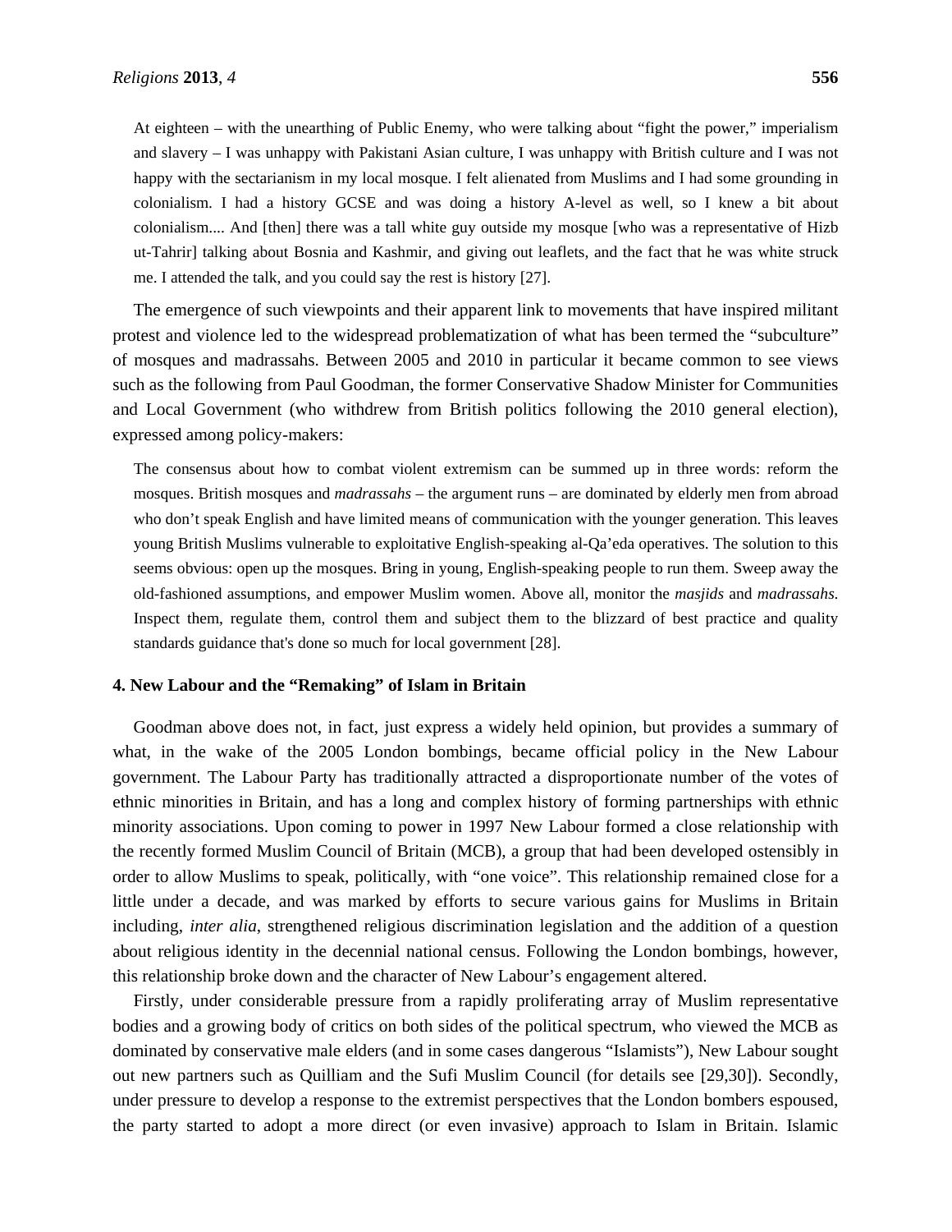> At eighteen – with the unearthing of Public Enemy, who were talking about "fight the power," imperialism and slavery – I was unhappy with Pakistani Asian culture, I was unhappy with British culture and I was not happy with the sectarianism in my local mosque. I felt alienated from Muslims and I had some grounding in colonialism. I had a history GCSE and was doing a history A-level as well, so I knew a bit about colonialism.... And [then] there was a tall white guy outside my mosque [who was a representative of Hizb ut-Tahrir] talking about Bosnia and Kashmir, and giving out leaflets, and the fact that he was white struck me. I attended the talk, and you could say the rest is history [27].

The emergence of such viewpoints and their apparent link to movements that have inspired militant protest and violence led to the widespread problematization of what has been termed the "subculture" of mosques and madrassahs. Between 2005 and 2010 in particular it became common to see views such as the following from Paul Goodman, the former Conservative Shadow Minister for Communities and Local Government (who withdrew from British politics following the 2010 general election), expressed among policy-makers:

> The consensus about how to combat violent extremism can be summed up in three words: reform the mosques. British mosques and *madrassahs* – the argument runs – are dominated by elderly men from abroad who don't speak English and have limited means of communication with the younger generation. This leaves young British Muslims vulnerable to exploitative English-speaking al-Qa'eda operatives. The solution to this seems obvious: open up the mosques. Bring in young, English-speaking people to run them. Sweep away the old-fashioned assumptions, and empower Muslim women. Above all, monitor the *masjids* and *madrassahs*. Inspect them, regulate them, control them and subject them to the blizzard of best practice and quality standards guidance that's done so much for local government [28].

## 4. New Labour and the "Remaking" of Islam in Britain

Goodman above does not, in fact, just express a widely held opinion, but provides a summary of what, in the wake of the 2005 London bombings, became official policy in the New Labour government. The Labour Party has traditionally attracted a disproportionate number of the votes of ethnic minorities in Britain, and has a long and complex history of forming partnerships with ethnic minority associations. Upon coming to power in 1997 New Labour formed a close relationship with the recently formed Muslim Council of Britain (MCB), a group that had been developed ostensibly in order to allow Muslims to speak, politically, with "one voice". This relationship remained close for a little under a decade, and was marked by efforts to secure various gains for Muslims in Britain including, *inter alia*, strengthened religious discrimination legislation and the addition of a question about religious identity in the decennial national census. Following the London bombings, however, this relationship broke down and the character of New Labour's engagement altered.

Firstly, under considerable pressure from a rapidly proliferating array of Muslim representative bodies and a growing body of critics on both sides of the political spectrum, who viewed the MCB as dominated by conservative male elders (and in some cases dangerous "Islamists"), New Labour sought out new partners such as Quilliam and the Sufi Muslim Council (for details see [29,30]). Secondly, under pressure to develop a response to the extremist perspectives that the London bombers espoused, the party started to adopt a more direct (or even invasive) approach to Islam in Britain. Islamic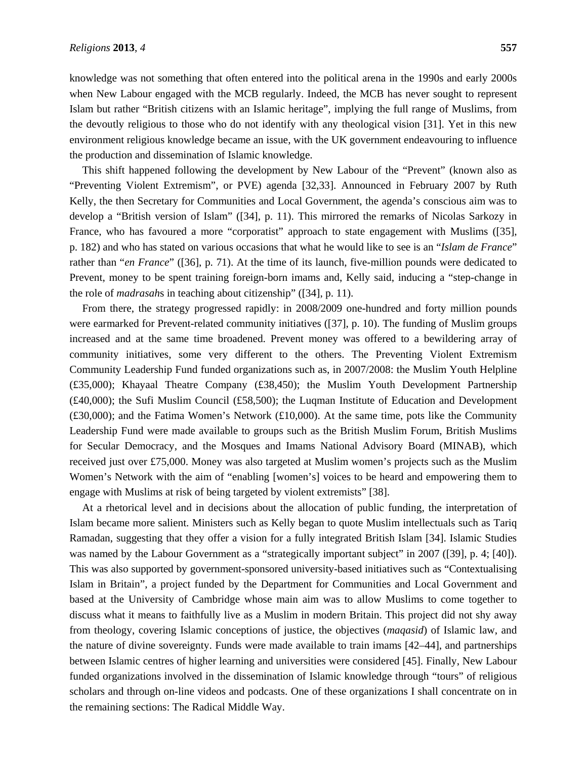knowledge was not something that often entered into the political arena in the 1990s and early 2000s when New Labour engaged with the MCB regularly. Indeed, the MCB has never sought to represent Islam but rather "British citizens with an Islamic heritage", implying the full range of Muslims, from the devoutly religious to those who do not identify with any theological vision [31]. Yet in this new environment religious knowledge became an issue, with the UK government endeavouring to influence the production and dissemination of Islamic knowledge.

This shift happened following the development by New Labour of the "Prevent" (known also as "Preventing Violent Extremism", or PVE) agenda [32,33]. Announced in February 2007 by Ruth Kelly, the then Secretary for Communities and Local Government, the agenda's conscious aim was to develop a "British version of Islam" ([34], p. 11). This mirrored the remarks of Nicolas Sarkozy in France, who has favoured a more "corporatist" approach to state engagement with Muslims ([35], p. 182) and who has stated on various occasions that what he would like to see is an "*Islam de France*" rather than "*en France*" ([36], p. 71). At the time of its launch, five-million pounds were dedicated to Prevent, money to be spent training foreign-born imams and, Kelly said, inducing a "step-change in the role of *madrasah*s in teaching about citizenship" ([34], p. 11).

From there, the strategy progressed rapidly: in 2008/2009 one-hundred and forty million pounds were earmarked for Prevent-related community initiatives ([37], p. 10). The funding of Muslim groups increased and at the same time broadened. Prevent money was offered to a bewildering array of community initiatives, some very different to the others. The Preventing Violent Extremism Community Leadership Fund funded organizations such as, in 2007/2008: the Muslim Youth Helpline (£35,000); Khayaal Theatre Company (£38,450); the Muslim Youth Development Partnership (£40,000); the Sufi Muslim Council (£58,500); the Luqman Institute of Education and Development (£30,000); and the Fatima Women's Network (£10,000). At the same time, pots like the Community Leadership Fund were made available to groups such as the British Muslim Forum, British Muslims for Secular Democracy, and the Mosques and Imams National Advisory Board (MINAB), which received just over £75,000. Money was also targeted at Muslim women's projects such as the Muslim Women's Network with the aim of "enabling [women's] voices to be heard and empowering them to engage with Muslims at risk of being targeted by violent extremists" [38].

At a rhetorical level and in decisions about the allocation of public funding, the interpretation of Islam became more salient. Ministers such as Kelly began to quote Muslim intellectuals such as Tariq Ramadan, suggesting that they offer a vision for a fully integrated British Islam [34]. Islamic Studies was named by the Labour Government as a "strategically important subject" in 2007 ([39], p. 4; [40]). This was also supported by government-sponsored university-based initiatives such as "Contextualising Islam in Britain", a project funded by the Department for Communities and Local Government and based at the University of Cambridge whose main aim was to allow Muslims to come together to discuss what it means to faithfully live as a Muslim in modern Britain. This project did not shy away from theology, covering Islamic conceptions of justice, the objectives (*maqasid*) of Islamic law, and the nature of divine sovereignty. Funds were made available to train imams [42–44], and partnerships between Islamic centres of higher learning and universities were considered [45]. Finally, New Labour funded organizations involved in the dissemination of Islamic knowledge through "tours" of religious scholars and through on-line videos and podcasts. One of these organizations I shall concentrate on in the remaining sections: The Radical Middle Way.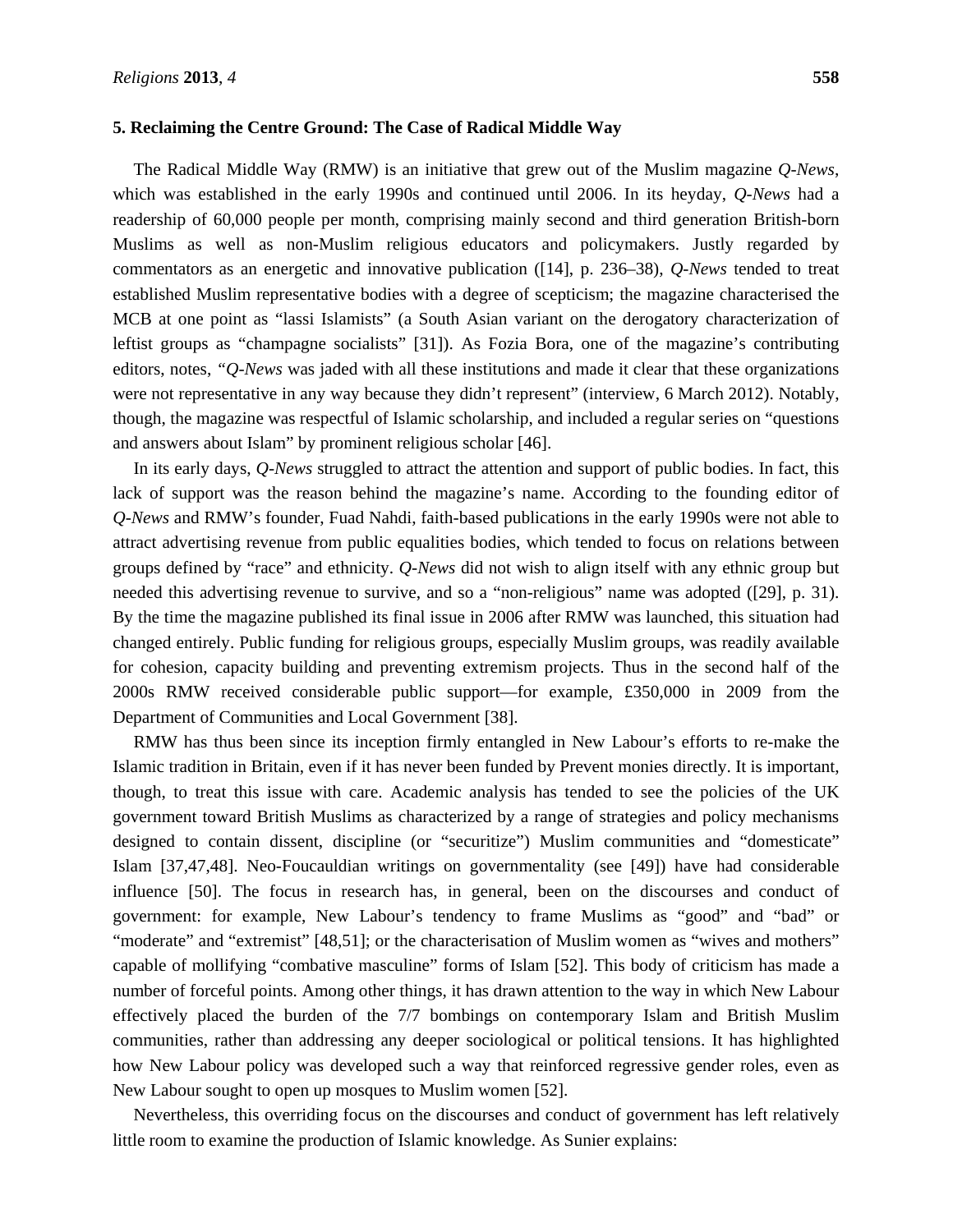## 5. Reclaiming the Centre Ground: The Case of Radical Middle Way

The Radical Middle Way (RMW) is an initiative that grew out of the Muslim magazine *Q-News*, which was established in the early 1990s and continued until 2006. In its heyday, *Q-News* had a readership of 60,000 people per month, comprising mainly second and third generation British-born Muslims as well as non-Muslim religious educators and policymakers. Justly regarded by commentators as an energetic and innovative publication ([14], p. 236–38), *Q-News* tended to treat established Muslim representative bodies with a degree of scepticism; the magazine characterised the MCB at one point as "lassi Islamists" (a South Asian variant on the derogatory characterization of leftist groups as "champagne socialists" [31]). As Fozia Bora, one of the magazine's contributing editors, notes, "*Q-News* was jaded with all these institutions and made it clear that these organizations were not representative in any way because they didn't represent" (interview, 6 March 2012). Notably, though, the magazine was respectful of Islamic scholarship, and included a regular series on "questions and answers about Islam" by prominent religious scholar [46].

In its early days, *Q-News* struggled to attract the attention and support of public bodies. In fact, this lack of support was the reason behind the magazine's name. According to the founding editor of *Q-News* and RMW's founder, Fuad Nahdi, faith-based publications in the early 1990s were not able to attract advertising revenue from public equalities bodies, which tended to focus on relations between groups defined by "race" and ethnicity. *Q-News* did not wish to align itself with any ethnic group but needed this advertising revenue to survive, and so a "non-religious" name was adopted ([29], p. 31). By the time the magazine published its final issue in 2006 after RMW was launched, this situation had changed entirely. Public funding for religious groups, especially Muslim groups, was readily available for cohesion, capacity building and preventing extremism projects. Thus in the second half of the 2000s RMW received considerable public support—for example, £350,000 in 2009 from the Department of Communities and Local Government [38].

RMW has thus been since its inception firmly entangled in New Labour's efforts to re-make the Islamic tradition in Britain, even if it has never been funded by Prevent monies directly. It is important, though, to treat this issue with care. Academic analysis has tended to see the policies of the UK government toward British Muslims as characterized by a range of strategies and policy mechanisms designed to contain dissent, discipline (or "securitize") Muslim communities and "domesticate" Islam [37,47,48]. Neo-Foucauldian writings on governmentality (see [49]) have had considerable influence [50]. The focus in research has, in general, been on the discourses and conduct of government: for example, New Labour's tendency to frame Muslims as "good" and "bad" or "moderate" and "extremist" [48,51]; or the characterisation of Muslim women as "wives and mothers" capable of mollifying "combative masculine" forms of Islam [52]. This body of criticism has made a number of forceful points. Among other things, it has drawn attention to the way in which New Labour effectively placed the burden of the 7/7 bombings on contemporary Islam and British Muslim communities, rather than addressing any deeper sociological or political tensions. It has highlighted how New Labour policy was developed such a way that reinforced regressive gender roles, even as New Labour sought to open up mosques to Muslim women [52].

Nevertheless, this overriding focus on the discourses and conduct of government has left relatively little room to examine the production of Islamic knowledge. As Sunier explains: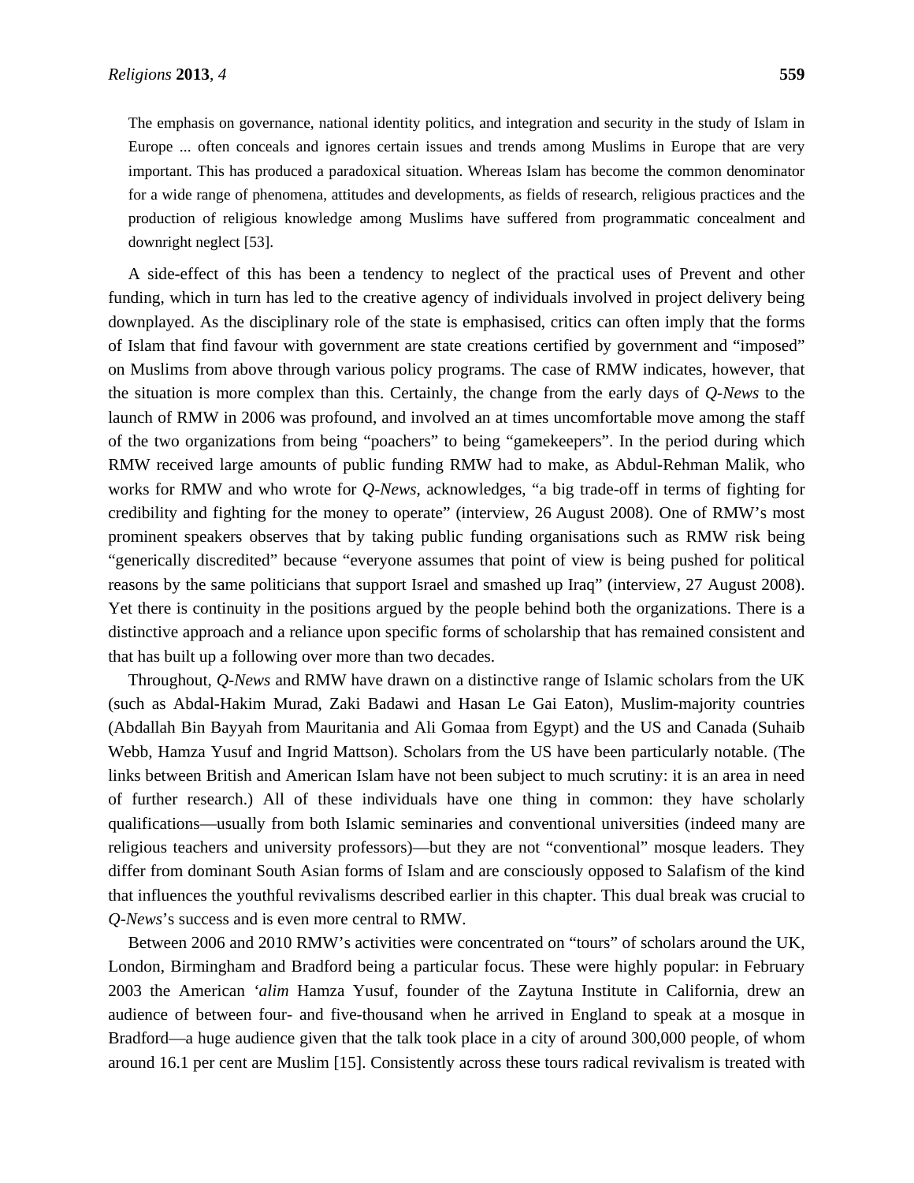> The emphasis on governance, national identity politics, and integration and security in the study of Islam in Europe ... often conceals and ignores certain issues and trends among Muslims in Europe that are very important. This has produced a paradoxical situation. Whereas Islam has become the common denominator for a wide range of phenomena, attitudes and developments, as fields of research, religious practices and the production of religious knowledge among Muslims have suffered from programmatic concealment and downright neglect [53].

A side-effect of this has been a tendency to neglect of the practical uses of Prevent and other funding, which in turn has led to the creative agency of individuals involved in project delivery being downplayed. As the disciplinary role of the state is emphasised, critics can often imply that the forms of Islam that find favour with government are state creations certified by government and "imposed" on Muslims from above through various policy programs. The case of RMW indicates, however, that the situation is more complex than this. Certainly, the change from the early days of *Q-News* to the launch of RMW in 2006 was profound, and involved an at times uncomfortable move among the staff of the two organizations from being "poachers" to being "gamekeepers". In the period during which RMW received large amounts of public funding RMW had to make, as Abdul-Rehman Malik, who works for RMW and who wrote for *Q-News*, acknowledges, "a big trade-off in terms of fighting for credibility and fighting for the money to operate" (interview, 26 August 2008). One of RMW's most prominent speakers observes that by taking public funding organisations such as RMW risk being "generically discredited" because "everyone assumes that point of view is being pushed for political reasons by the same politicians that support Israel and smashed up Iraq" (interview, 27 August 2008). Yet there is continuity in the positions argued by the people behind both the organizations. There is a distinctive approach and a reliance upon specific forms of scholarship that has remained consistent and that has built up a following over more than two decades.

Throughout, *Q-News* and RMW have drawn on a distinctive range of Islamic scholars from the UK (such as Abdal-Hakim Murad, Zaki Badawi and Hasan Le Gai Eaton), Muslim-majority countries (Abdallah Bin Bayyah from Mauritania and Ali Gomaa from Egypt) and the US and Canada (Suhaib Webb, Hamza Yusuf and Ingrid Mattson). Scholars from the US have been particularly notable. (The links between British and American Islam have not been subject to much scrutiny: it is an area in need of further research.) All of these individuals have one thing in common: they have scholarly qualifications—usually from both Islamic seminaries and conventional universities (indeed many are religious teachers and university professors)—but they are not "conventional" mosque leaders. They differ from dominant South Asian forms of Islam and are consciously opposed to Salafism of the kind that influences the youthful revivalisms described earlier in this chapter. This dual break was crucial to *Q-News*'s success and is even more central to RMW.

Between 2006 and 2010 RMW's activities were concentrated on "tours" of scholars around the UK, London, Birmingham and Bradford being a particular focus. These were highly popular: in February 2003 the American *'alim* Hamza Yusuf, founder of the Zaytuna Institute in California, drew an audience of between four- and five-thousand when he arrived in England to speak at a mosque in Bradford—a huge audience given that the talk took place in a city of around 300,000 people, of whom around 16.1 per cent are Muslim [15]. Consistently across these tours radical revivalism is treated with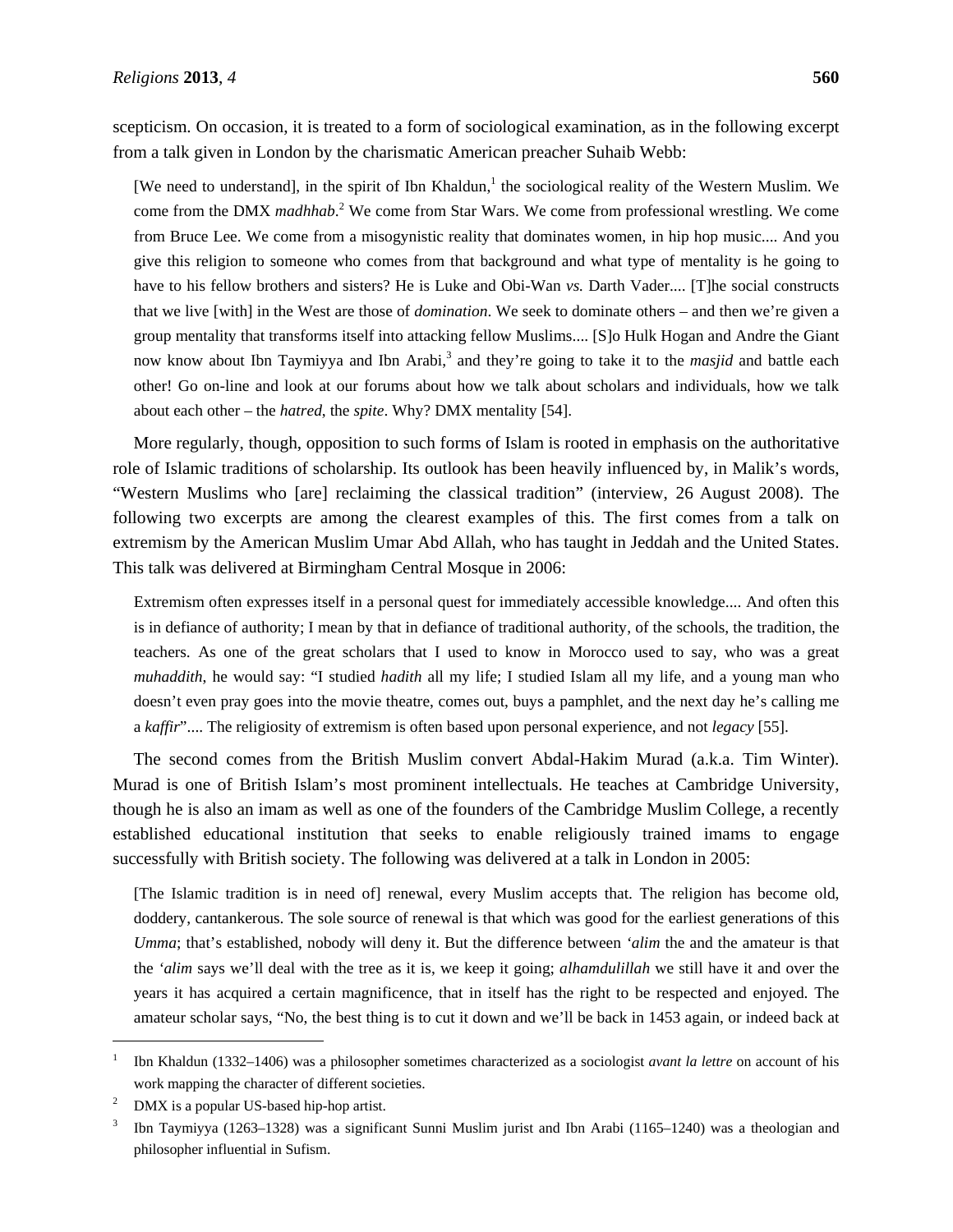scepticism. On occasion, it is treated to a form of sociological examination, as in the following excerpt from a talk given in London by the charismatic American preacher Suhaib Webb:

> [We need to understand], in the spirit of Ibn Khaldun,[1] the sociological reality of the Western Muslim. We come from the DMX *madhhab*.[2] We come from Star Wars. We come from professional wrestling. We come from Bruce Lee. We come from a misogynistic reality that dominates women, in hip hop music.... And you give this religion to someone who comes from that background and what type of mentality is he going to have to his fellow brothers and sisters? He is Luke and Obi-Wan *vs.* Darth Vader.... [T]he social constructs that we live [with] in the West are those of *domination*. We seek to dominate others – and then we're given a group mentality that transforms itself into attacking fellow Muslims.... [S]o Hulk Hogan and Andre the Giant now know about Ibn Taymiyya and Ibn Arabi,[3] and they're going to take it to the *masjid* and battle each other! Go on-line and look at our forums about how we talk about scholars and individuals, how we talk about each other – the *hatred*, the *spite*. Why? DMX mentality [54].

More regularly, though, opposition to such forms of Islam is rooted in emphasis on the authoritative role of Islamic traditions of scholarship. Its outlook has been heavily influenced by, in Malik's words, "Western Muslims who [are] reclaiming the classical tradition" (interview, 26 August 2008). The following two excerpts are among the clearest examples of this. The first comes from a talk on extremism by the American Muslim Umar Abd Allah, who has taught in Jeddah and the United States. This talk was delivered at Birmingham Central Mosque in 2006:

> Extremism often expresses itself in a personal quest for immediately accessible knowledge.... And often this is in defiance of authority; I mean by that in defiance of traditional authority, of the schools, the tradition, the teachers. As one of the great scholars that I used to know in Morocco used to say, who was a great *muhaddith*, he would say: "I studied *hadith* all my life; I studied Islam all my life, and a young man who doesn't even pray goes into the movie theatre, comes out, buys a pamphlet, and the next day he's calling me a *kaffir*".... The religiosity of extremism is often based upon personal experience, and not *legacy* [55].

The second comes from the British Muslim convert Abdal-Hakim Murad (a.k.a. Tim Winter). Murad is one of British Islam's most prominent intellectuals. He teaches at Cambridge University, though he is also an imam as well as one of the founders of the Cambridge Muslim College, a recently established educational institution that seeks to enable religiously trained imams to engage successfully with British society. The following was delivered at a talk in London in 2005:

> [The Islamic tradition is in need of] renewal, every Muslim accepts that. The religion has become old, doddery, cantankerous. The sole source of renewal is that which was good for the earliest generations of this *Umma*; that's established, nobody will deny it. But the difference between *'alim* the and the amateur is that the *'alim* says we'll deal with the tree as it is, we keep it going; *alhamdulillah* we still have it and over the years it has acquired a certain magnificence, that in itself has the right to be respected and enjoyed. The amateur scholar says, "No, the best thing is to cut it down and we'll be back in 1453 again, or indeed back at

---

[1] Ibn Khaldun (1332–1406) was a philosopher sometimes characterized as a sociologist *avant la lettre* on account of his work mapping the character of different societies.

[2] DMX is a popular US-based hip-hop artist.

[3] Ibn Taymiyya (1263–1328) was a significant Sunni Muslim jurist and Ibn Arabi (1165–1240) was a theologian and philosopher influential in Sufism.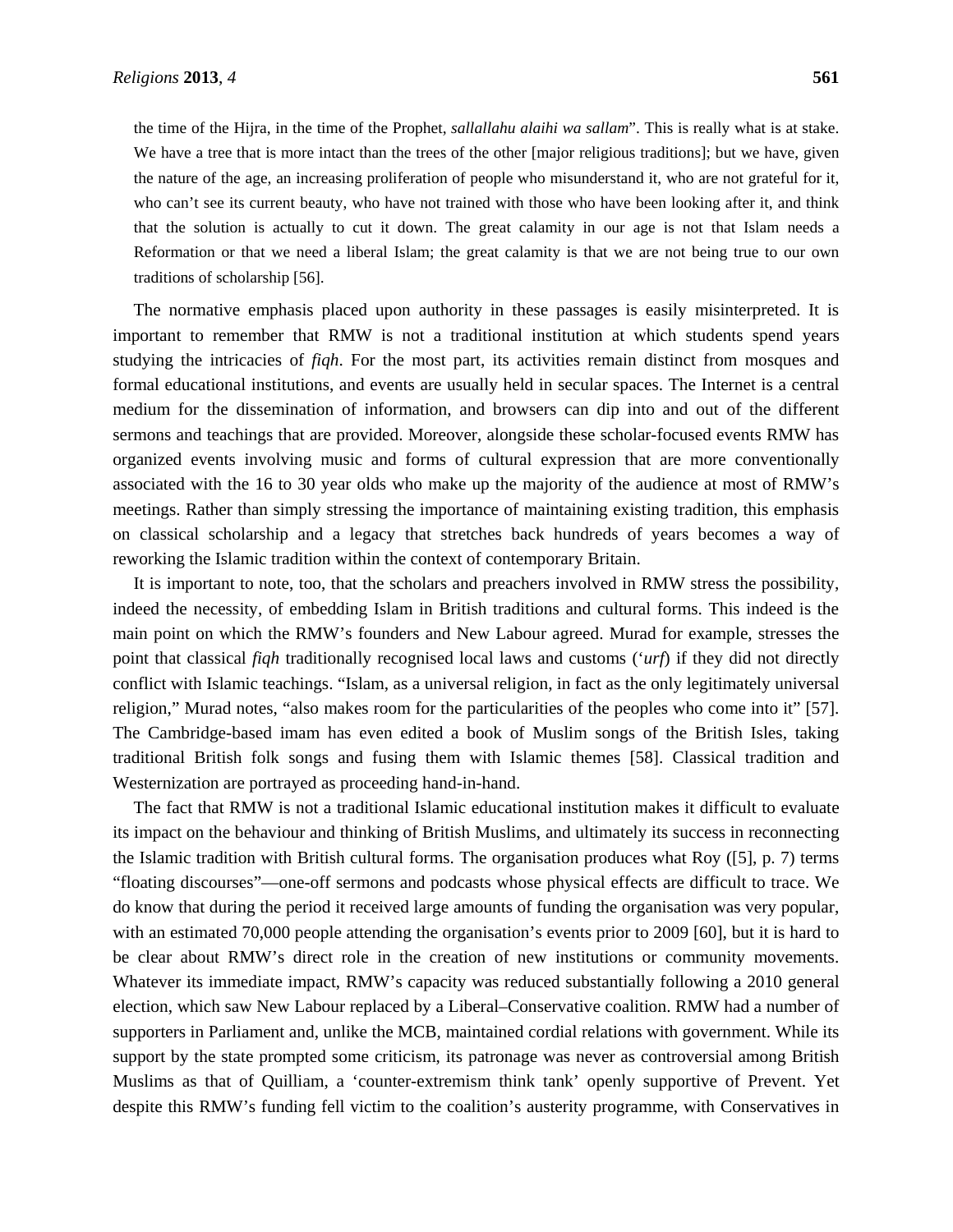> the time of the Hijra, in the time of the Prophet, *sallallahu alaihi wa sallam*". This is really what is at stake. We have a tree that is more intact than the trees of the other [major religious traditions]; but we have, given the nature of the age, an increasing proliferation of people who misunderstand it, who are not grateful for it, who can't see its current beauty, who have not trained with those who have been looking after it, and think that the solution is actually to cut it down. The great calamity in our age is not that Islam needs a Reformation or that we need a liberal Islam; the great calamity is that we are not being true to our own traditions of scholarship [56].

The normative emphasis placed upon authority in these passages is easily misinterpreted. It is important to remember that RMW is not a traditional institution at which students spend years studying the intricacies of *fiqh*. For the most part, its activities remain distinct from mosques and formal educational institutions, and events are usually held in secular spaces. The Internet is a central medium for the dissemination of information, and browsers can dip into and out of the different sermons and teachings that are provided. Moreover, alongside these scholar-focused events RMW has organized events involving music and forms of cultural expression that are more conventionally associated with the 16 to 30 year olds who make up the majority of the audience at most of RMW's meetings. Rather than simply stressing the importance of maintaining existing tradition, this emphasis on classical scholarship and a legacy that stretches back hundreds of years becomes a way of reworking the Islamic tradition within the context of contemporary Britain.

It is important to note, too, that the scholars and preachers involved in RMW stress the possibility, indeed the necessity, of embedding Islam in British traditions and cultural forms. This indeed is the main point on which the RMW's founders and New Labour agreed. Murad for example, stresses the point that classical *fiqh* traditionally recognised local laws and customs ('*urf*) if they did not directly conflict with Islamic teachings. "Islam, as a universal religion, in fact as the only legitimately universal religion," Murad notes, "also makes room for the particularities of the peoples who come into it" [57]. The Cambridge-based imam has even edited a book of Muslim songs of the British Isles, taking traditional British folk songs and fusing them with Islamic themes [58]. Classical tradition and Westernization are portrayed as proceeding hand-in-hand.

The fact that RMW is not a traditional Islamic educational institution makes it difficult to evaluate its impact on the behaviour and thinking of British Muslims, and ultimately its success in reconnecting the Islamic tradition with British cultural forms. The organisation produces what Roy ([5], p. 7) terms "floating discourses"—one-off sermons and podcasts whose physical effects are difficult to trace. We do know that during the period it received large amounts of funding the organisation was very popular, with an estimated 70,000 people attending the organisation's events prior to 2009 [60], but it is hard to be clear about RMW's direct role in the creation of new institutions or community movements. Whatever its immediate impact, RMW's capacity was reduced substantially following a 2010 general election, which saw New Labour replaced by a Liberal–Conservative coalition. RMW had a number of supporters in Parliament and, unlike the MCB, maintained cordial relations with government. While its support by the state prompted some criticism, its patronage was never as controversial among British Muslims as that of Quilliam, a 'counter-extremism think tank' openly supportive of Prevent. Yet despite this RMW's funding fell victim to the coalition's austerity programme, with Conservatives in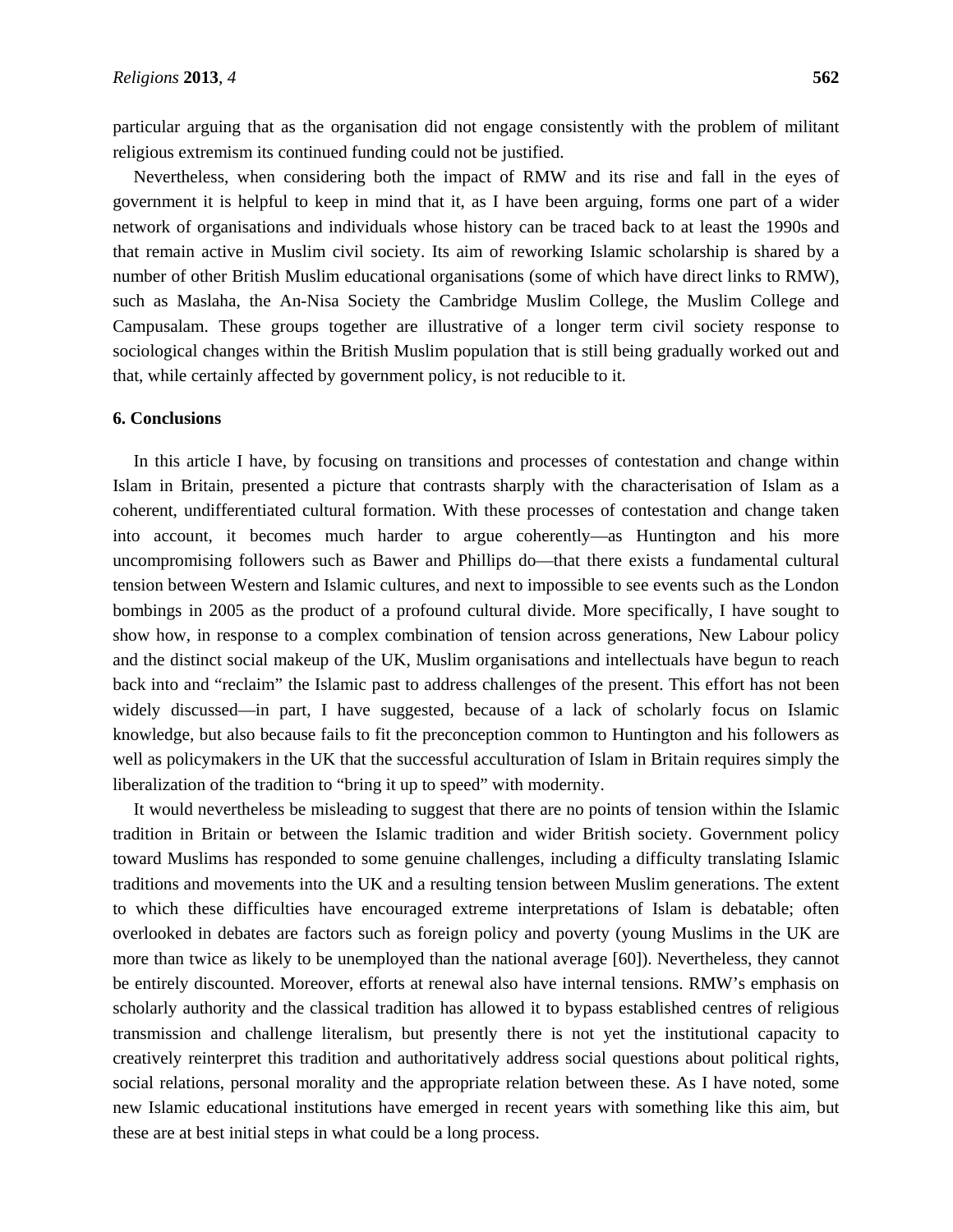particular arguing that as the organisation did not engage consistently with the problem of militant religious extremism its continued funding could not be justified.

Nevertheless, when considering both the impact of RMW and its rise and fall in the eyes of government it is helpful to keep in mind that it, as I have been arguing, forms one part of a wider network of organisations and individuals whose history can be traced back to at least the 1990s and that remain active in Muslim civil society. Its aim of reworking Islamic scholarship is shared by a number of other British Muslim educational organisations (some of which have direct links to RMW), such as Maslaha, the An-Nisa Society the Cambridge Muslim College, the Muslim College and Campusalam. These groups together are illustrative of a longer term civil society response to sociological changes within the British Muslim population that is still being gradually worked out and that, while certainly affected by government policy, is not reducible to it.

## 6. Conclusions

In this article I have, by focusing on transitions and processes of contestation and change within Islam in Britain, presented a picture that contrasts sharply with the characterisation of Islam as a coherent, undifferentiated cultural formation. With these processes of contestation and change taken into account, it becomes much harder to argue coherently—as Huntington and his more uncompromising followers such as Bawer and Phillips do—that there exists a fundamental cultural tension between Western and Islamic cultures, and next to impossible to see events such as the London bombings in 2005 as the product of a profound cultural divide. More specifically, I have sought to show how, in response to a complex combination of tension across generations, New Labour policy and the distinct social makeup of the UK, Muslim organisations and intellectuals have begun to reach back into and "reclaim" the Islamic past to address challenges of the present. This effort has not been widely discussed—in part, I have suggested, because of a lack of scholarly focus on Islamic knowledge, but also because fails to fit the preconception common to Huntington and his followers as well as policymakers in the UK that the successful acculturation of Islam in Britain requires simply the liberalization of the tradition to "bring it up to speed" with modernity.

It would nevertheless be misleading to suggest that there are no points of tension within the Islamic tradition in Britain or between the Islamic tradition and wider British society. Government policy toward Muslims has responded to some genuine challenges, including a difficulty translating Islamic traditions and movements into the UK and a resulting tension between Muslim generations. The extent to which these difficulties have encouraged extreme interpretations of Islam is debatable; often overlooked in debates are factors such as foreign policy and poverty (young Muslims in the UK are more than twice as likely to be unemployed than the national average [60]). Nevertheless, they cannot be entirely discounted. Moreover, efforts at renewal also have internal tensions. RMW's emphasis on scholarly authority and the classical tradition has allowed it to bypass established centres of religious transmission and challenge literalism, but presently there is not yet the institutional capacity to creatively reinterpret this tradition and authoritatively address social questions about political rights, social relations, personal morality and the appropriate relation between these. As I have noted, some new Islamic educational institutions have emerged in recent years with something like this aim, but these are at best initial steps in what could be a long process.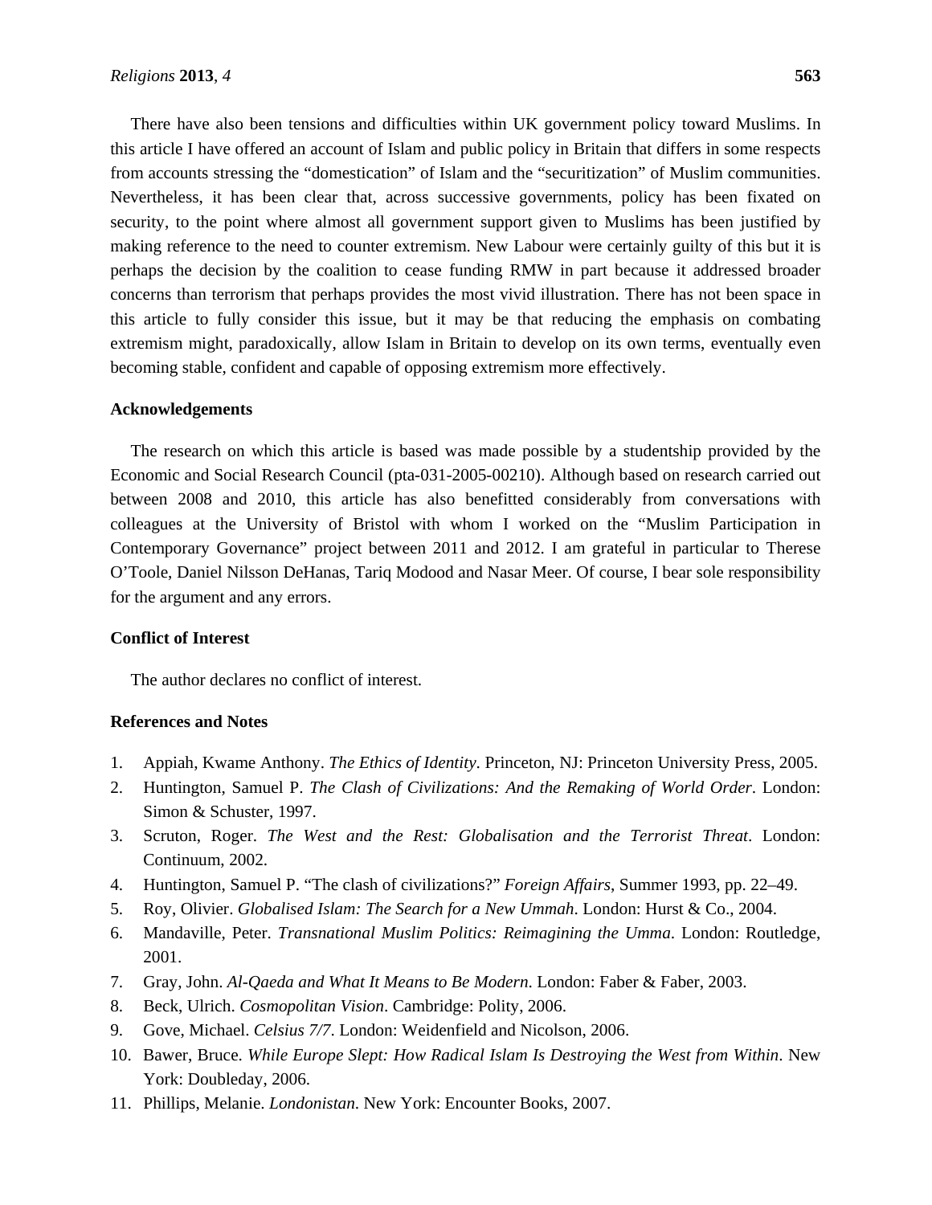There have also been tensions and difficulties within UK government policy toward Muslims. In this article I have offered an account of Islam and public policy in Britain that differs in some respects from accounts stressing the "domestication" of Islam and the "securitization" of Muslim communities. Nevertheless, it has been clear that, across successive governments, policy has been fixated on security, to the point where almost all government support given to Muslims has been justified by making reference to the need to counter extremism. New Labour were certainly guilty of this but it is perhaps the decision by the coalition to cease funding RMW in part because it addressed broader concerns than terrorism that perhaps provides the most vivid illustration. There has not been space in this article to fully consider this issue, but it may be that reducing the emphasis on combating extremism might, paradoxically, allow Islam in Britain to develop on its own terms, eventually even becoming stable, confident and capable of opposing extremism more effectively.

## Acknowledgements

The research on which this article is based was made possible by a studentship provided by the Economic and Social Research Council (pta-031-2005-00210). Although based on research carried out between 2008 and 2010, this article has also benefitted considerably from conversations with colleagues at the University of Bristol with whom I worked on the "Muslim Participation in Contemporary Governance" project between 2011 and 2012. I am grateful in particular to Therese O'Toole, Daniel Nilsson DeHanas, Tariq Modood and Nasar Meer. Of course, I bear sole responsibility for the argument and any errors.

## Conflict of Interest

The author declares no conflict of interest.

## References and Notes

1. Appiah, Kwame Anthony. *The Ethics of Identity*. Princeton, NJ: Princeton University Press, 2005.
2. Huntington, Samuel P. *The Clash of Civilizations: And the Remaking of World Order*. London: Simon & Schuster, 1997.
3. Scruton, Roger. *The West and the Rest: Globalisation and the Terrorist Threat*. London: Continuum, 2002.
4. Huntington, Samuel P. "The clash of civilizations?" *Foreign Affairs*, Summer 1993, pp. 22–49.
5. Roy, Olivier. *Globalised Islam: The Search for a New Ummah*. London: Hurst & Co., 2004.
6. Mandaville, Peter. *Transnational Muslim Politics: Reimagining the Umma*. London: Routledge, 2001.
7. Gray, John. *Al-Qaeda and What It Means to Be Modern*. London: Faber & Faber, 2003.
8. Beck, Ulrich. *Cosmopolitan Vision*. Cambridge: Polity, 2006.
9. Gove, Michael. *Celsius 7/7*. London: Weidenfield and Nicolson, 2006.
10. Bawer, Bruce. *While Europe Slept: How Radical Islam Is Destroying the West from Within*. New York: Doubleday, 2006.
11. Phillips, Melanie. *Londonistan*. New York: Encounter Books, 2007.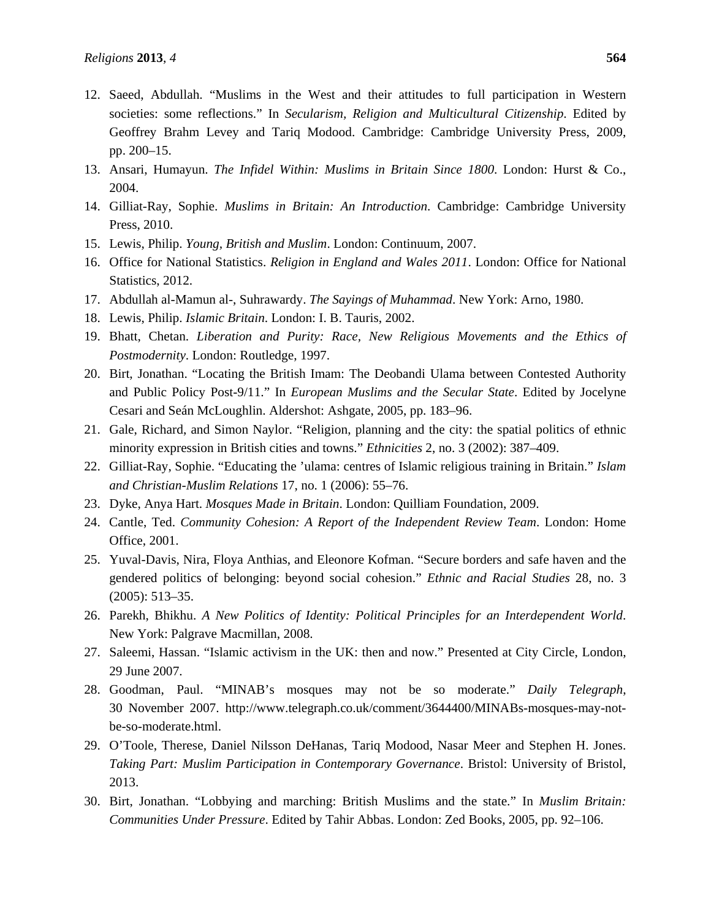12. Saeed, Abdullah. "Muslims in the West and their attitudes to full participation in Western societies: some reflections." In *Secularism, Religion and Multicultural Citizenship*. Edited by Geoffrey Brahm Levey and Tariq Modood. Cambridge: Cambridge University Press, 2009, pp. 200–15.
13. Ansari, Humayun. *The Infidel Within: Muslims in Britain Since 1800*. London: Hurst & Co., 2004.
14. Gilliat-Ray, Sophie. *Muslims in Britain: An Introduction*. Cambridge: Cambridge University Press, 2010.
15. Lewis, Philip. *Young, British and Muslim*. London: Continuum, 2007.
16. Office for National Statistics. *Religion in England and Wales 2011*. London: Office for National Statistics, 2012.
17. Abdullah al-Mamun al-, Suhrawardy. *The Sayings of Muhammad*. New York: Arno, 1980.
18. Lewis, Philip. *Islamic Britain*. London: I. B. Tauris, 2002.
19. Bhatt, Chetan. *Liberation and Purity: Race, New Religious Movements and the Ethics of Postmodernity*. London: Routledge, 1997.
20. Birt, Jonathan. "Locating the British Imam: The Deobandi Ulama between Contested Authority and Public Policy Post-9/11." In *European Muslims and the Secular State*. Edited by Jocelyne Cesari and Seán McLoughlin. Aldershot: Ashgate, 2005, pp. 183–96.
21. Gale, Richard, and Simon Naylor. "Religion, planning and the city: the spatial politics of ethnic minority expression in British cities and towns." *Ethnicities* 2, no. 3 (2002): 387–409.
22. Gilliat-Ray, Sophie. "Educating the 'ulama: centres of Islamic religious training in Britain." *Islam and Christian-Muslim Relations* 17, no. 1 (2006): 55–76.
23. Dyke, Anya Hart. *Mosques Made in Britain*. London: Quilliam Foundation, 2009.
24. Cantle, Ted. *Community Cohesion: A Report of the Independent Review Team*. London: Home Office, 2001.
25. Yuval-Davis, Nira, Floya Anthias, and Eleonore Kofman. "Secure borders and safe haven and the gendered politics of belonging: beyond social cohesion." *Ethnic and Racial Studies* 28, no. 3 (2005): 513–35.
26. Parekh, Bhikhu. *A New Politics of Identity: Political Principles for an Interdependent World*. New York: Palgrave Macmillan, 2008.
27. Saleemi, Hassan. "Islamic activism in the UK: then and now." Presented at City Circle, London, 29 June 2007.
28. Goodman, Paul. "MINAB's mosques may not be so moderate." *Daily Telegraph*, 30 November 2007. http://www.telegraph.co.uk/comment/3644400/MINABs-mosques-may-not-be-so-moderate.html.
29. O'Toole, Therese, Daniel Nilsson DeHanas, Tariq Modood, Nasar Meer and Stephen H. Jones. *Taking Part: Muslim Participation in Contemporary Governance*. Bristol: University of Bristol, 2013.
30. Birt, Jonathan. "Lobbying and marching: British Muslims and the state." In *Muslim Britain: Communities Under Pressure*. Edited by Tahir Abbas. London: Zed Books, 2005, pp. 92–106.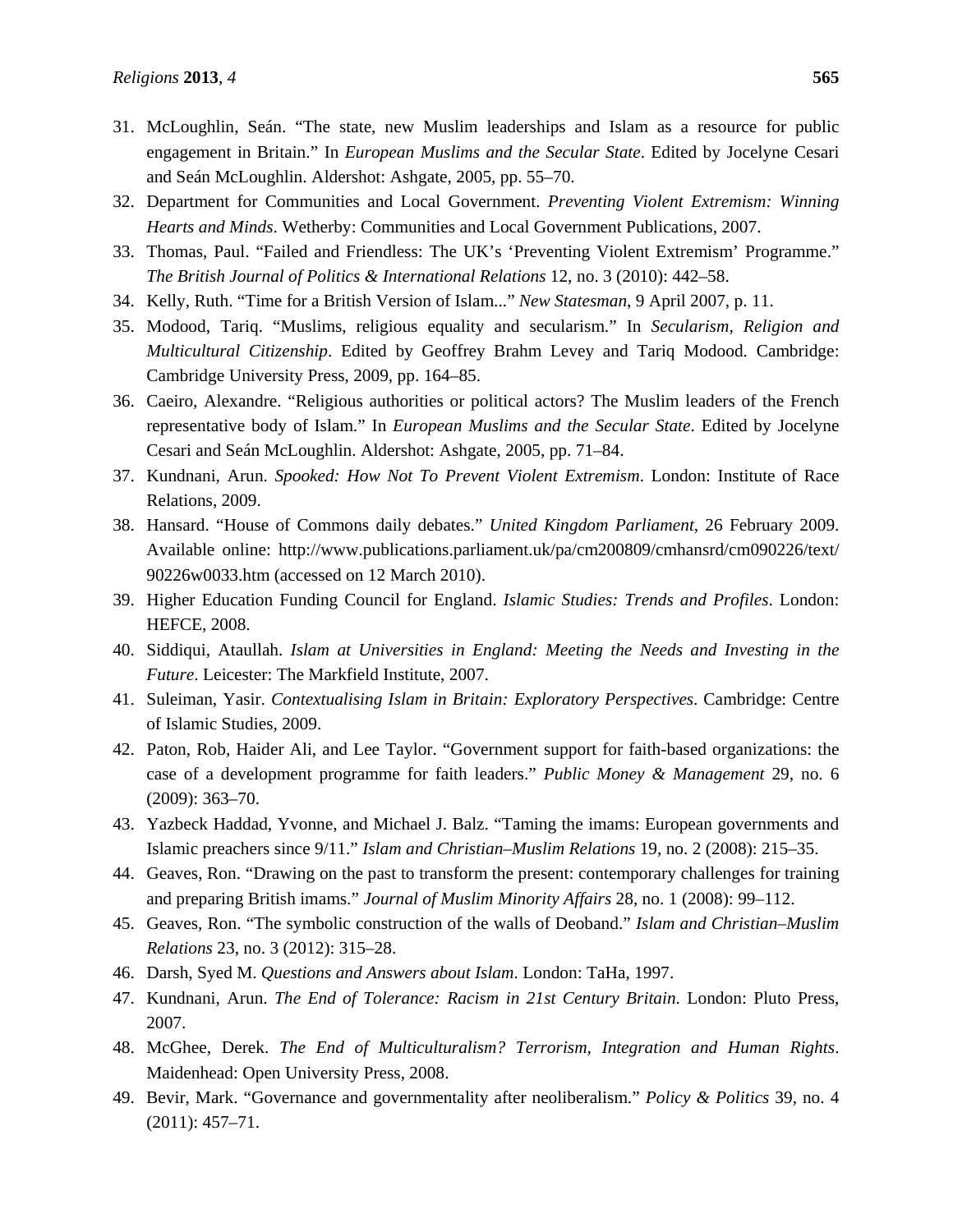31. McLoughlin, Seán. “The state, new Muslim leaderships and Islam as a resource for public engagement in Britain.” In *European Muslims and the Secular State*. Edited by Jocelyne Cesari and Seán McLoughlin. Aldershot: Ashgate, 2005, pp. 55–70.
32. Department for Communities and Local Government. *Preventing Violent Extremism: Winning Hearts and Minds*. Wetherby: Communities and Local Government Publications, 2007.
33. Thomas, Paul. “Failed and Friendless: The UK’s ‘Preventing Violent Extremism’ Programme.” *The British Journal of Politics & International Relations* 12, no. 3 (2010): 442–58.
34. Kelly, Ruth. “Time for a British Version of Islam...” *New Statesman*, 9 April 2007, p. 11.
35. Modood, Tariq. “Muslims, religious equality and secularism.” In *Secularism, Religion and Multicultural Citizenship*. Edited by Geoffrey Brahm Levey and Tariq Modood. Cambridge: Cambridge University Press, 2009, pp. 164–85.
36. Caeiro, Alexandre. “Religious authorities or political actors? The Muslim leaders of the French representative body of Islam.” In *European Muslims and the Secular State*. Edited by Jocelyne Cesari and Seán McLoughlin. Aldershot: Ashgate, 2005, pp. 71–84.
37. Kundnani, Arun. *Spooked: How Not To Prevent Violent Extremism*. London: Institute of Race Relations, 2009.
38. Hansard. “House of Commons daily debates.” *United Kingdom Parliament*, 26 February 2009. Available online: http://www.publications.parliament.uk/pa/cm200809/cmhansrd/cm090226/text/90226w0033.htm (accessed on 12 March 2010).
39. Higher Education Funding Council for England. *Islamic Studies: Trends and Profiles*. London: HEFCE, 2008.
40. Siddiqui, Ataullah. *Islam at Universities in England: Meeting the Needs and Investing in the Future*. Leicester: The Markfield Institute, 2007.
41. Suleiman, Yasir. *Contextualising Islam in Britain: Exploratory Perspectives*. Cambridge: Centre of Islamic Studies, 2009.
42. Paton, Rob, Haider Ali, and Lee Taylor. “Government support for faith-based organizations: the case of a development programme for faith leaders.” *Public Money & Management* 29, no. 6 (2009): 363–70.
43. Yazbeck Haddad, Yvonne, and Michael J. Balz. “Taming the imams: European governments and Islamic preachers since 9/11.” *Islam and Christian–Muslim Relations* 19, no. 2 (2008): 215–35.
44. Geaves, Ron. “Drawing on the past to transform the present: contemporary challenges for training and preparing British imams.” *Journal of Muslim Minority Affairs* 28, no. 1 (2008): 99–112.
45. Geaves, Ron. “The symbolic construction of the walls of Deoband.” *Islam and Christian–Muslim Relations* 23, no. 3 (2012): 315–28.
46. Darsh, Syed M. *Questions and Answers about Islam*. London: TaHa, 1997.
47. Kundnani, Arun. *The End of Tolerance: Racism in 21st Century Britain*. London: Pluto Press, 2007.
48. McGhee, Derek. *The End of Multiculturalism? Terrorism, Integration and Human Rights*. Maidenhead: Open University Press, 2008.
49. Bevir, Mark. “Governance and governmentality after neoliberalism.” *Policy & Politics* 39, no. 4 (2011): 457–71.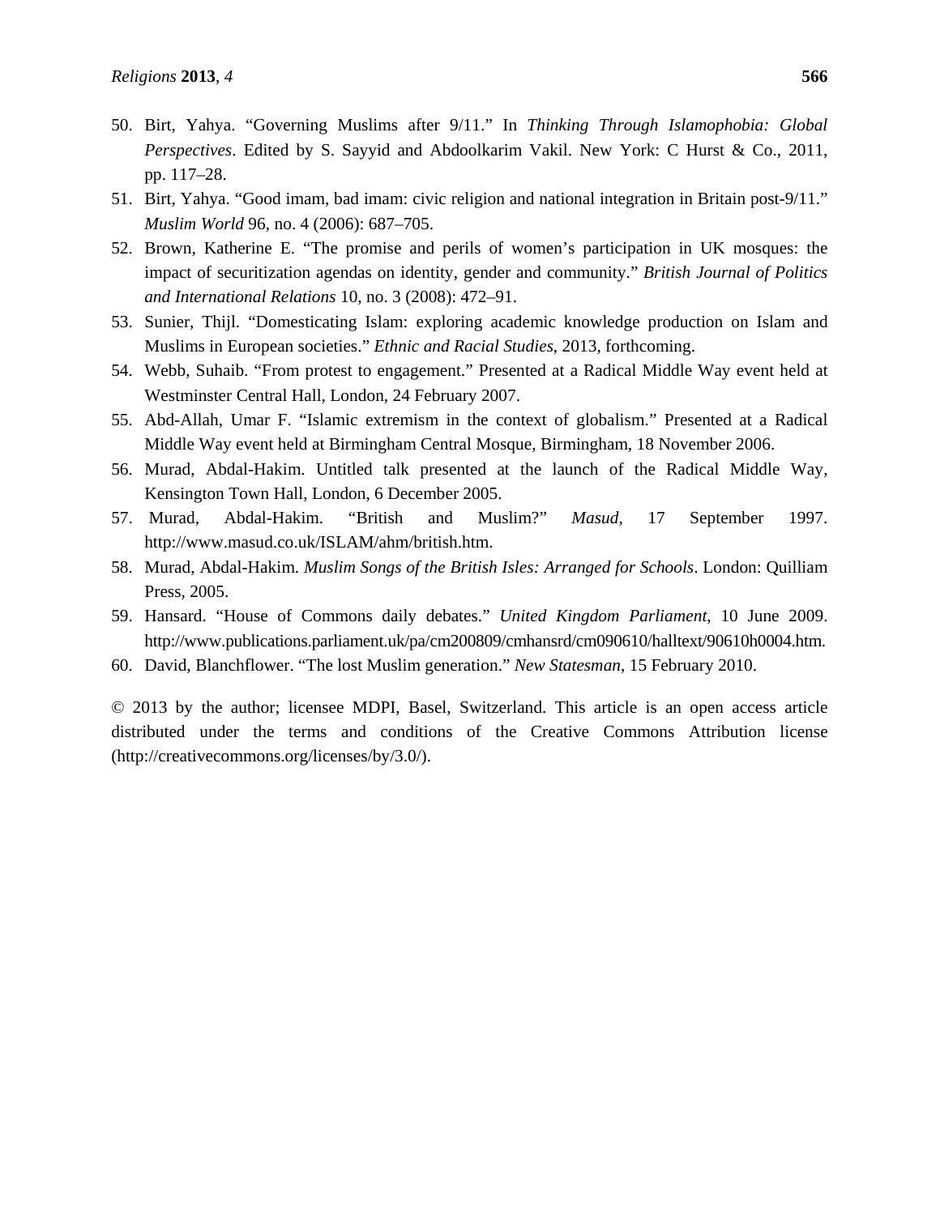50. Birt, Yahya. "Governing Muslims after 9/11." In *Thinking Through Islamophobia: Global Perspectives*. Edited by S. Sayyid and Abdoolkarim Vakil. New York: C Hurst & Co., 2011, pp. 117–28.
51. Birt, Yahya. "Good imam, bad imam: civic religion and national integration in Britain post-9/11." *Muslim World* 96, no. 4 (2006): 687–705.
52. Brown, Katherine E. "The promise and perils of women's participation in UK mosques: the impact of securitization agendas on identity, gender and community." *British Journal of Politics and International Relations* 10, no. 3 (2008): 472–91.
53. Sunier, Thijl. "Domesticating Islam: exploring academic knowledge production on Islam and Muslims in European societies." *Ethnic and Racial Studies*, 2013, forthcoming.
54. Webb, Suhaib. "From protest to engagement." Presented at a Radical Middle Way event held at Westminster Central Hall, London, 24 February 2007.
55. Abd-Allah, Umar F. "Islamic extremism in the context of globalism." Presented at a Radical Middle Way event held at Birmingham Central Mosque, Birmingham, 18 November 2006.
56. Murad, Abdal-Hakim. Untitled talk presented at the launch of the Radical Middle Way, Kensington Town Hall, London, 6 December 2005.
57. Murad, Abdal-Hakim. "British and Muslim?" *Masud*, 17 September 1997. http://www.masud.co.uk/ISLAM/ahm/british.htm.
58. Murad, Abdal-Hakim. *Muslim Songs of the British Isles: Arranged for Schools*. London: Quilliam Press, 2005.
59. Hansard. "House of Commons daily debates." *United Kingdom Parliament*, 10 June 2009. http://www.publications.parliament.uk/pa/cm200809/cmhansrd/cm090610/halltext/90610h0004.htm.
60. David, Blanchflower. "The lost Muslim generation." *New Statesman*, 15 February 2010.

© 2013 by the author; licensee MDPI, Basel, Switzerland. This article is an open access article distributed under the terms and conditions of the Creative Commons Attribution license (http://creativecommons.org/licenses/by/3.0/).